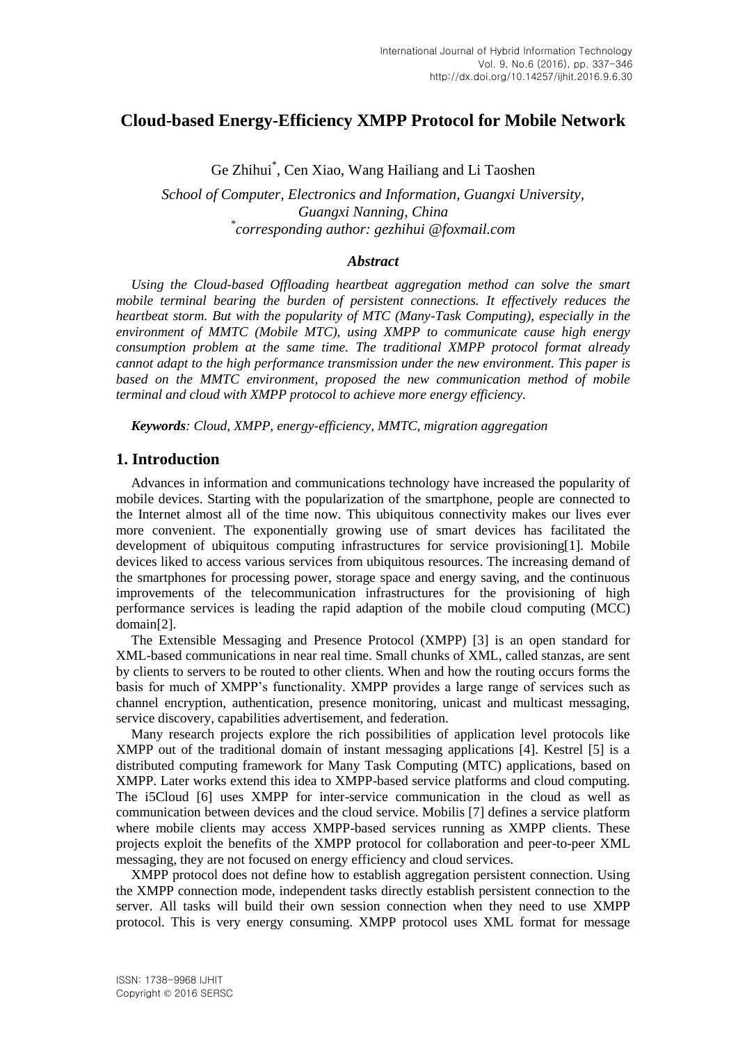# Cloud-based Energy-Efficiency XMPP Protocol for Mobile Network

Ge Zhihui[*], Cen Xiao, Wang Hailiang and Li Taoshen

*School of Computer, Electronics and Information, Guangxi University, Guangxi Nanning, China*
*[*]corresponding author: gezhihui @foxmail.com*

### *Abstract*

*Using the Cloud-based Offloading heartbeat aggregation method can solve the smart mobile terminal bearing the burden of persistent connections. It effectively reduces the heartbeat storm. But with the popularity of MTC (Many-Task Computing), especially in the environment of MMTC (Mobile MTC), using XMPP to communicate cause high energy consumption problem at the same time. The traditional XMPP protocol format already cannot adapt to the high performance transmission under the new environment. This paper is based on the MMTC environment, proposed the new communication method of mobile terminal and cloud with XMPP protocol to achieve more energy efficiency.*

***Keywords**: Cloud, XMPP, energy-efficiency, MMTC, migration aggregation*

## 1. Introduction

Advances in information and communications technology have increased the popularity of mobile devices. Starting with the popularization of the smartphone, people are connected to the Internet almost all of the time now. This ubiquitous connectivity makes our lives ever more convenient. The exponentially growing use of smart devices has facilitated the development of ubiquitous computing infrastructures for service provisioning[1]. Mobile devices liked to access various services from ubiquitous resources. The increasing demand of the smartphones for processing power, storage space and energy saving, and the continuous improvements of the telecommunication infrastructures for the provisioning of high performance services is leading the rapid adaption of the mobile cloud computing (MCC) domain[2].

The Extensible Messaging and Presence Protocol (XMPP) [3] is an open standard for XML-based communications in near real time. Small chunks of XML, called stanzas, are sent by clients to servers to be routed to other clients. When and how the routing occurs forms the basis for much of XMPP's functionality. XMPP provides a large range of services such as channel encryption, authentication, presence monitoring, unicast and multicast messaging, service discovery, capabilities advertisement, and federation.

Many research projects explore the rich possibilities of application level protocols like XMPP out of the traditional domain of instant messaging applications [4]. Kestrel [5] is a distributed computing framework for Many Task Computing (MTC) applications, based on XMPP. Later works extend this idea to XMPP-based service platforms and cloud computing. The i5Cloud [6] uses XMPP for inter-service communication in the cloud as well as communication between devices and the cloud service. Mobilis [7] defines a service platform where mobile clients may access XMPP-based services running as XMPP clients. These projects exploit the benefits of the XMPP protocol for collaboration and peer-to-peer XML messaging, they are not focused on energy efficiency and cloud services.

XMPP protocol does not define how to establish aggregation persistent connection. Using the XMPP connection mode, independent tasks directly establish persistent connection to the server. All tasks will build their own session connection when they need to use XMPP protocol. This is very energy consuming. XMPP protocol uses XML format for message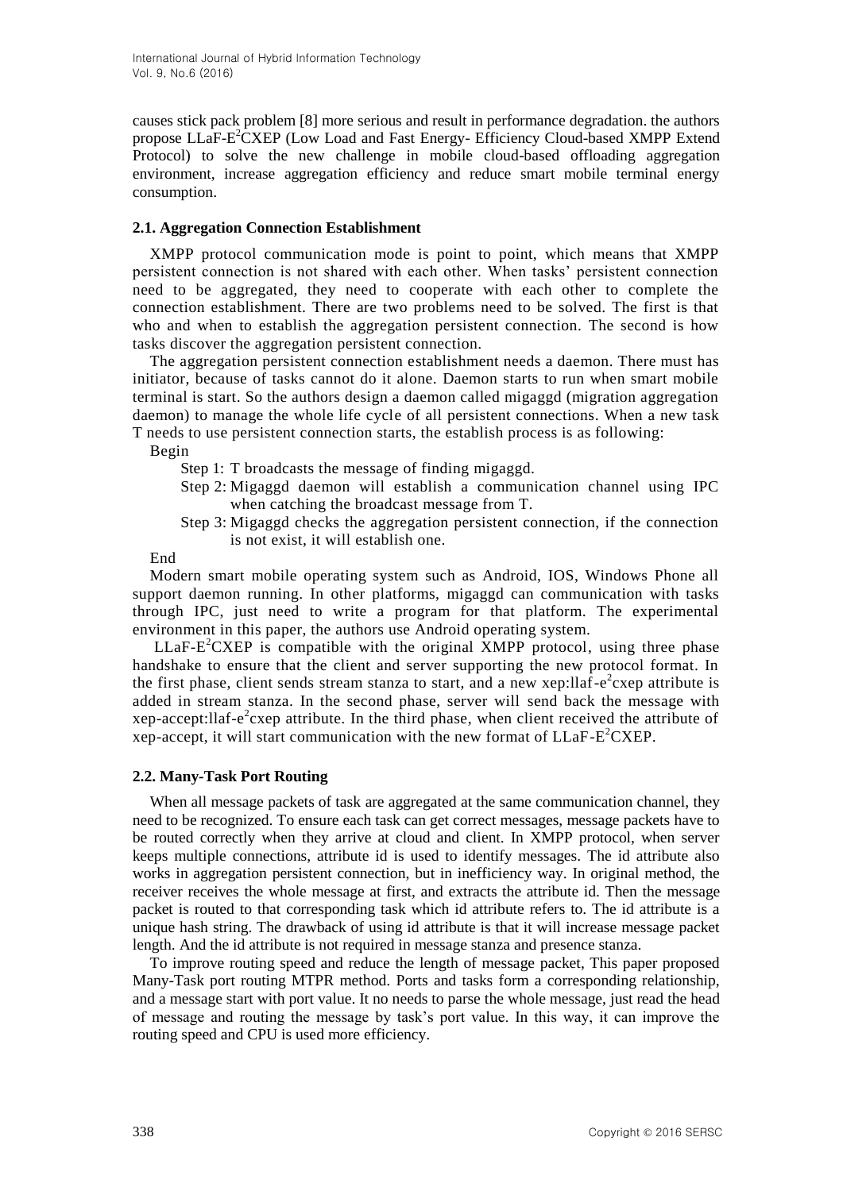causes stick pack problem [8] more serious and result in performance degradation. the authors propose LLaF-$E^2$CXEP (Low Load and Fast Energy- Efficiency Cloud-based XMPP Extend Protocol) to solve the new challenge in mobile cloud-based offloading aggregation environment, increase aggregation efficiency and reduce smart mobile terminal energy consumption.

### 2.1. Aggregation Connection Establishment

XMPP protocol communication mode is point to point, which means that XMPP persistent connection is not shared with each other. When tasks' persistent connection need to be aggregated, they need to cooperate with each other to complete the connection establishment. There are two problems need to be solved. The first is that who and when to establish the aggregation persistent connection. The second is how tasks discover the aggregation persistent connection.

The aggregation persistent connection establishment needs a daemon. There must has initiator, because of tasks cannot do it alone. Daemon starts to run when smart mobile terminal is start. So the authors design a daemon called migaggd (migration aggregation daemon) to manage the whole life cycle of all persistent connections. When a new task T needs to use persistent connection starts, the establish process is as following:

Begin

- Step 1: T broadcasts the message of finding migaggd.
- Step 2: Migaggd daemon will establish a communication channel using IPC when catching the broadcast message from T.
- Step 3: Migaggd checks the aggregation persistent connection, if the connection is not exist, it will establish one.

End

Modern smart mobile operating system such as Android, IOS, Windows Phone all support daemon running. In other platforms, migaggd can communication with tasks through IPC, just need to write a program for that platform. The experimental environment in this paper, the authors use Android operating system.

LLaF-$E^2$CXEP is compatible with the original XMPP protocol, using three phase handshake to ensure that the client and server supporting the new protocol format. In the first phase, client sends stream stanza to start, and a new xep:llaf-$e^2$cxep attribute is added in stream stanza. In the second phase, server will send back the message with xep-accept:llaf-$e^2$cxep attribute. In the third phase, when client received the attribute of xep-accept, it will start communication with the new format of LLaF-$E^2$CXEP.

### 2.2. Many-Task Port Routing

When all message packets of task are aggregated at the same communication channel, they need to be recognized. To ensure each task can get correct messages, message packets have to be routed correctly when they arrive at cloud and client. In XMPP protocol, when server keeps multiple connections, attribute id is used to identify messages. The id attribute also works in aggregation persistent connection, but in inefficiency way. In original method, the receiver receives the whole message at first, and extracts the attribute id. Then the message packet is routed to that corresponding task which id attribute refers to. The id attribute is a unique hash string. The drawback of using id attribute is that it will increase message packet length. And the id attribute is not required in message stanza and presence stanza.

To improve routing speed and reduce the length of message packet, This paper proposed Many-Task port routing MTPR method. Ports and tasks form a corresponding relationship, and a message start with port value. It no needs to parse the whole message, just read the head of message and routing the message by task's port value. In this way, it can improve the routing speed and CPU is used more efficiency.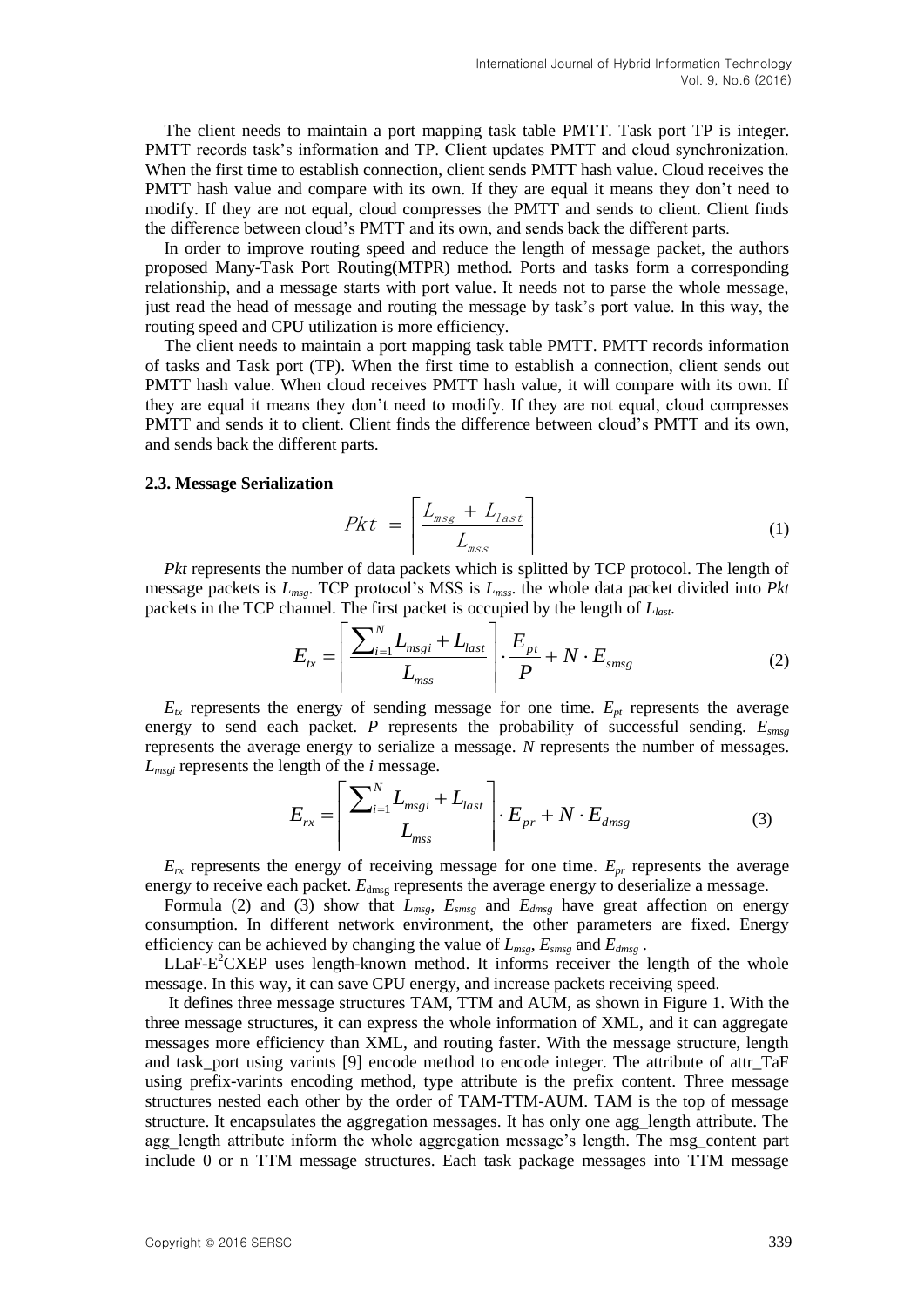The client needs to maintain a port mapping task table PMTT. Task port TP is integer. PMTT records task's information and TP. Client updates PMTT and cloud synchronization. When the first time to establish connection, client sends PMTT hash value. Cloud receives the PMTT hash value and compare with its own. If they are equal it means they don't need to modify. If they are not equal, cloud compresses the PMTT and sends to client. Client finds the difference between cloud's PMTT and its own, and sends back the different parts.

In order to improve routing speed and reduce the length of message packet, the authors proposed Many-Task Port Routing(MTPR) method. Ports and tasks form a corresponding relationship, and a message starts with port value. It needs not to parse the whole message, just read the head of message and routing the message by task's port value. In this way, the routing speed and CPU utilization is more efficiency.

The client needs to maintain a port mapping task table PMTT. PMTT records information of tasks and Task port (TP). When the first time to establish a connection, client sends out PMTT hash value. When cloud receives PMTT hash value, it will compare with its own. If they are equal it means they don't need to modify. If they are not equal, cloud compresses PMTT and sends it to client. Client finds the difference between cloud's PMTT and its own, and sends back the different parts.

### 2.3. Message Serialization

$$Pkt = \left\lceil \frac{L_{msg} + L_{last}}{L_{mss}} \right\rceil \tag{1}$$

*Pkt* represents the number of data packets which is splitted by TCP protocol. The length of message packets is $L_{msg}$. TCP protocol's MSS is $L_{mss}$. the whole data packet divided into *Pkt* packets in the TCP channel. The first packet is occupied by the length of $L_{last}$.

$$E_{tx} = \left\lceil \frac{\sum_{i=1}^{N} L_{msgi} + L_{last}}{L_{mss}} \right\rceil \cdot \frac{E_{pt}}{P} + N \cdot E_{smsg} \tag{2}$$

$E_{tx}$ represents the energy of sending message for one time. $E_{pt}$ represents the average energy to send each packet. $P$ represents the probability of successful sending. $E_{smsg}$ represents the average energy to serialize a message. $N$ represents the number of messages. $L_{msgi}$ represents the length of the $i$ message.

$$E_{rx} = \left\lceil \frac{\sum_{i=1}^{N} L_{msgi} + L_{last}}{L_{mss}} \right\rceil \cdot E_{pr} + N \cdot E_{dmsg} \tag{3}$$

$E_{rx}$ represents the energy of receiving message for one time. $E_{pr}$ represents the average energy to receive each packet. $E_{dmsg}$ represents the average energy to deserialize a message.

Formula (2) and (3) show that $L_{msg}$, $E_{smsg}$ and $E_{dmsg}$ have great affection on energy consumption. In different network environment, the other parameters are fixed. Energy efficiency can be achieved by changing the value of $L_{msg}$, $E_{smsg}$ and $E_{dmsg}$ .

LLaF-$E^2$CXEP uses length-known method. It informs receiver the length of the whole message. In this way, it can save CPU energy, and increase packets receiving speed.

It defines three message structures TAM, TTM and AUM, as shown in Figure 1. With the three message structures, it can express the whole information of XML, and it can aggregate messages more efficiency than XML, and routing faster. With the message structure, length and task_port using varints [9] encode method to encode integer. The attribute of attr_TaF using prefix-varints encoding method, type attribute is the prefix content. Three message structures nested each other by the order of TAM-TTM-AUM. TAM is the top of message structure. It encapsulates the aggregation messages. It has only one agg_length attribute. The agg_length attribute inform the whole aggregation message's length. The msg_content part include 0 or n TTM message structures. Each task package messages into TTM message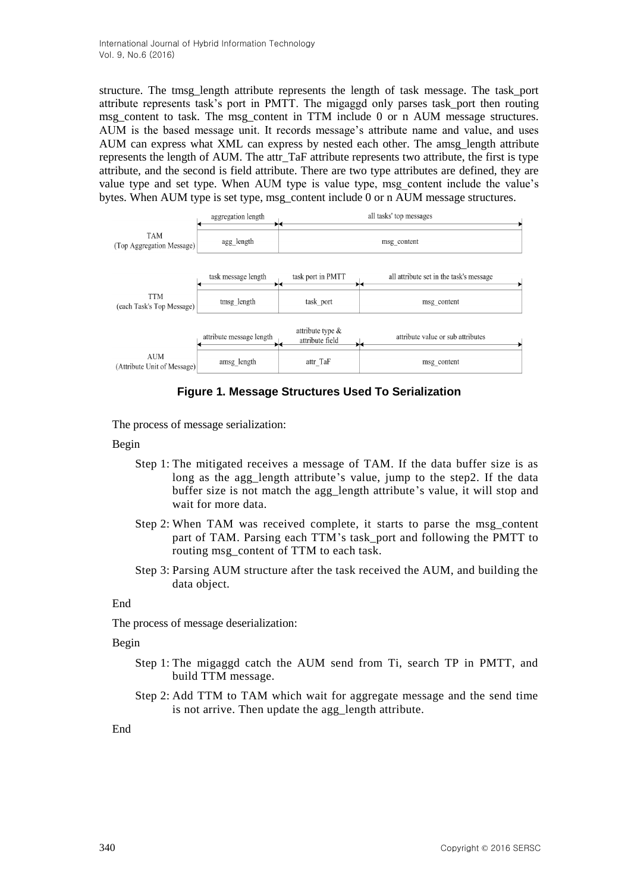structure. The tmsg_length attribute represents the length of task message. The task_port attribute represents task's port in PMTT. The migaggd only parses task_port then routing msg_content to task. The msg_content in TTM include 0 or n AUM message structures. AUM is the based message unit. It records message's attribute name and value, and uses AUM can express what XML can express by nested each other. The amsg_length attribute represents the length of AUM. The attr_TaF attribute represents two attribute, the first is type attribute, and the second is field attribute. There are two type attributes are defined, they are value type and set type. When AUM type is value type, msg_content include the value's bytes. When AUM type is set type, msg_content include 0 or n AUM message structures.

| | aggregation length | all tasks' top messages |
|---|---|---|
| TAM (Top Aggregation Message) | agg_length | msg_content |

| | task message length | task port in PMTT | all attribute set in the task's message |
|---|---|---|---|
| TTM (each Task's Top Message) | tmsg_length | task_port | msg_content |

| | attribute message length | attribute type & attribute field | attribute value or sub attributes |
|---|---|---|---|
| AUM (Attribute Unit of Message) | amsg_length | attr_TaF | msg_content |

**Figure 1. Message Structures Used To Serialization**

The process of message serialization:

Begin

- Step 1: The mitigated receives a message of TAM. If the data buffer size is as long as the agg_length attribute's value, jump to the step2. If the data buffer size is not match the agg_length attribute's value, it will stop and wait for more data.
- Step 2: When TAM was received complete, it starts to parse the msg_content part of TAM. Parsing each TTM's task_port and following the PMTT to routing msg_content of TTM to each task.
- Step 3: Parsing AUM structure after the task received the AUM, and building the data object.

End

The process of message deserialization:

Begin

- Step 1: The migaggd catch the AUM send from Ti, search TP in PMTT, and build TTM message.
- Step 2: Add TTM to TAM which wait for aggregate message and the send time is not arrive. Then update the agg_length attribute.

End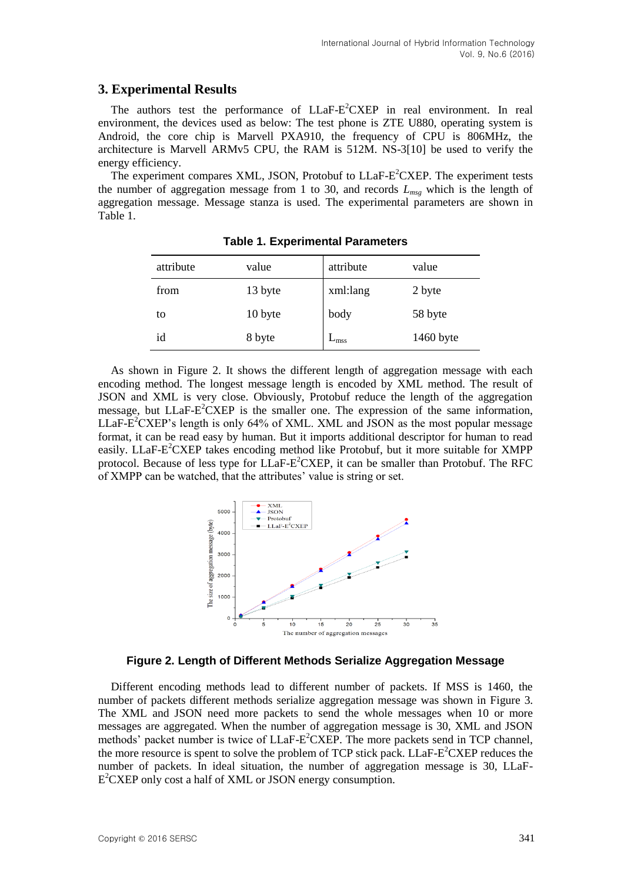## 3. Experimental Results

The authors test the performance of LLaF-E$^2$CXEP in real environment. In real environment, the devices used as below: The test phone is ZTE U880, operating system is Android, the core chip is Marvell PXA910, the frequency of CPU is 806MHz, the architecture is Marvell ARMv5 CPU, the RAM is 512M. NS-3[10] be used to verify the energy efficiency.

The experiment compares XML, JSON, Protobuf to LLaF-E$^2$CXEP. The experiment tests the number of aggregation message from 1 to 30, and records $L_{msg}$ which is the length of aggregation message. Message stanza is used. The experimental parameters are shown in Table 1.

**Table 1. Experimental Parameters**

| attribute | value | attribute | value |
|---|---|---|---|
| from | 13 byte | xml:lang | 2 byte |
| to | 10 byte | body | 58 byte |
| id | 8 byte | $L_{mss}$ | 1460 byte |

As shown in Figure 2. It shows the different length of aggregation message with each encoding method. The longest message length is encoded by XML method. The result of JSON and XML is very close. Obviously, Protobuf reduce the length of the aggregation message, but LLaF-E$^2$CXEP is the smaller one. The expression of the same information, LLaF-E$^2$CXEP's length is only 64% of XML. XML and JSON as the most popular message format, it can be read easy by human. But it imports additional descriptor for human to read easily. LLaF-E$^2$CXEP takes encoding method like Protobuf, but it more suitable for XMPP protocol. Because of less type for LLaF-E$^2$CXEP, it can be smaller than Protobuf. The RFC of XMPP can be watched, that the attributes' value is string or set.

**Figure 2. Length of Different Methods Serialize Aggregation Message**

Different encoding methods lead to different number of packets. If MSS is 1460, the number of packets different methods serialize aggregation message was shown in Figure 3. The XML and JSON need more packets to send the whole messages when 10 or more messages are aggregated. When the number of aggregation message is 30, XML and JSON methods' packet number is twice of LLaF-E$^2$CXEP. The more packets send in TCP channel, the more resource is spent to solve the problem of TCP stick pack. LLaF-E$^2$CXEP reduces the number of packets. In ideal situation, the number of aggregation message is 30, LLaF-E$^2$CXEP only cost a half of XML or JSON energy consumption.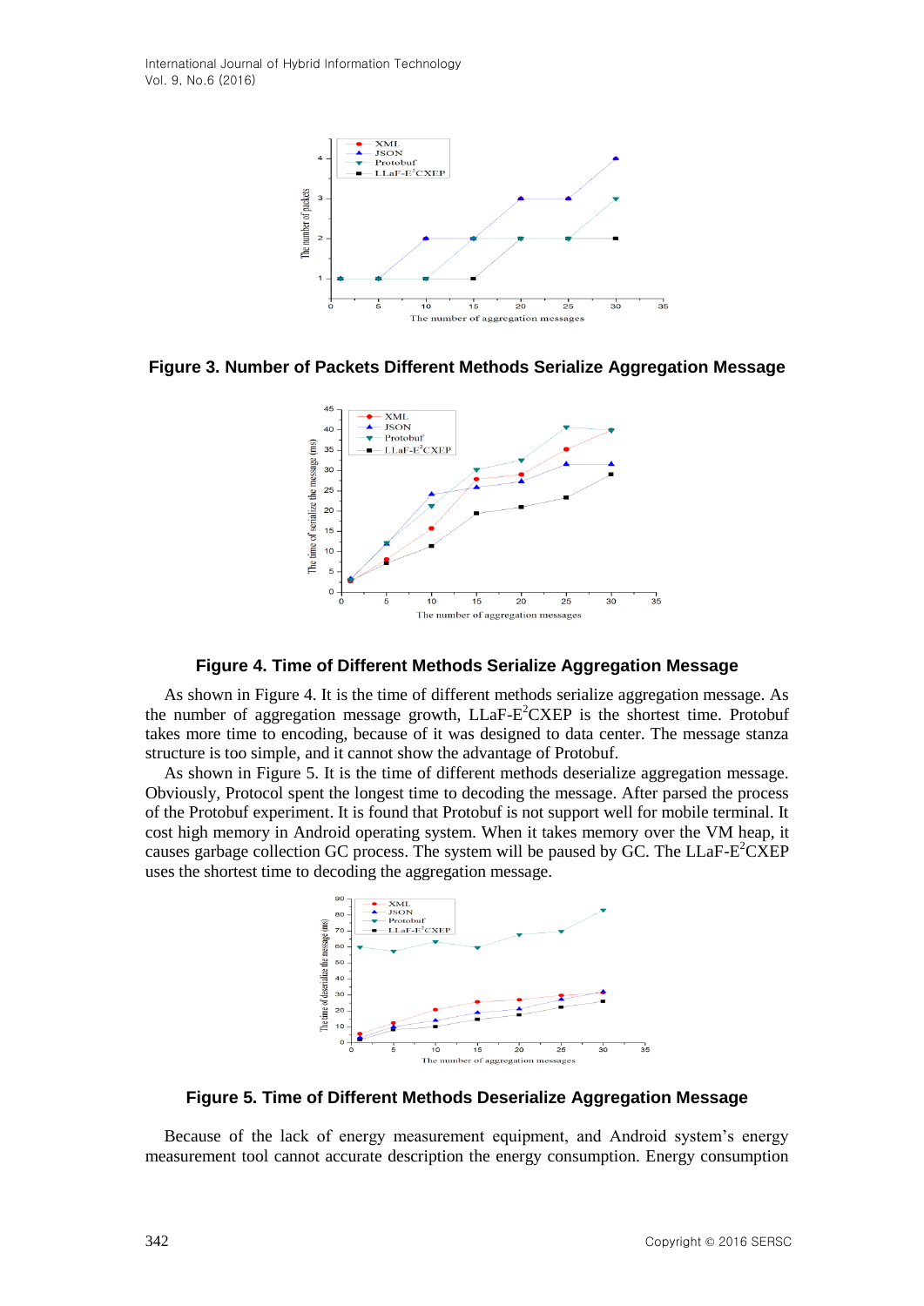**Figure 3. Number of Packets Different Methods Serialize Aggregation Message**

**Figure 4. Time of Different Methods Serialize Aggregation Message**

As shown in Figure 4. It is the time of different methods serialize aggregation message. As the number of aggregation message growth, LLaF-E$^2$CXEP is the shortest time. Protobuf takes more time to encoding, because of it was designed to data center. The message stanza structure is too simple, and it cannot show the advantage of Protobuf.

As shown in Figure 5. It is the time of different methods deserialize aggregation message. Obviously, Protocol spent the longest time to decoding the message. After parsed the process of the Protobuf experiment. It is found that Protobuf is not support well for mobile terminal. It cost high memory in Android operating system. When it takes memory over the VM heap, it causes garbage collection GC process. The system will be paused by GC. The LLaF-E$^2$CXEP uses the shortest time to decoding the aggregation message.

**Figure 5. Time of Different Methods Deserialize Aggregation Message**

Because of the lack of energy measurement equipment, and Android system's energy measurement tool cannot accurate description the energy consumption. Energy consumption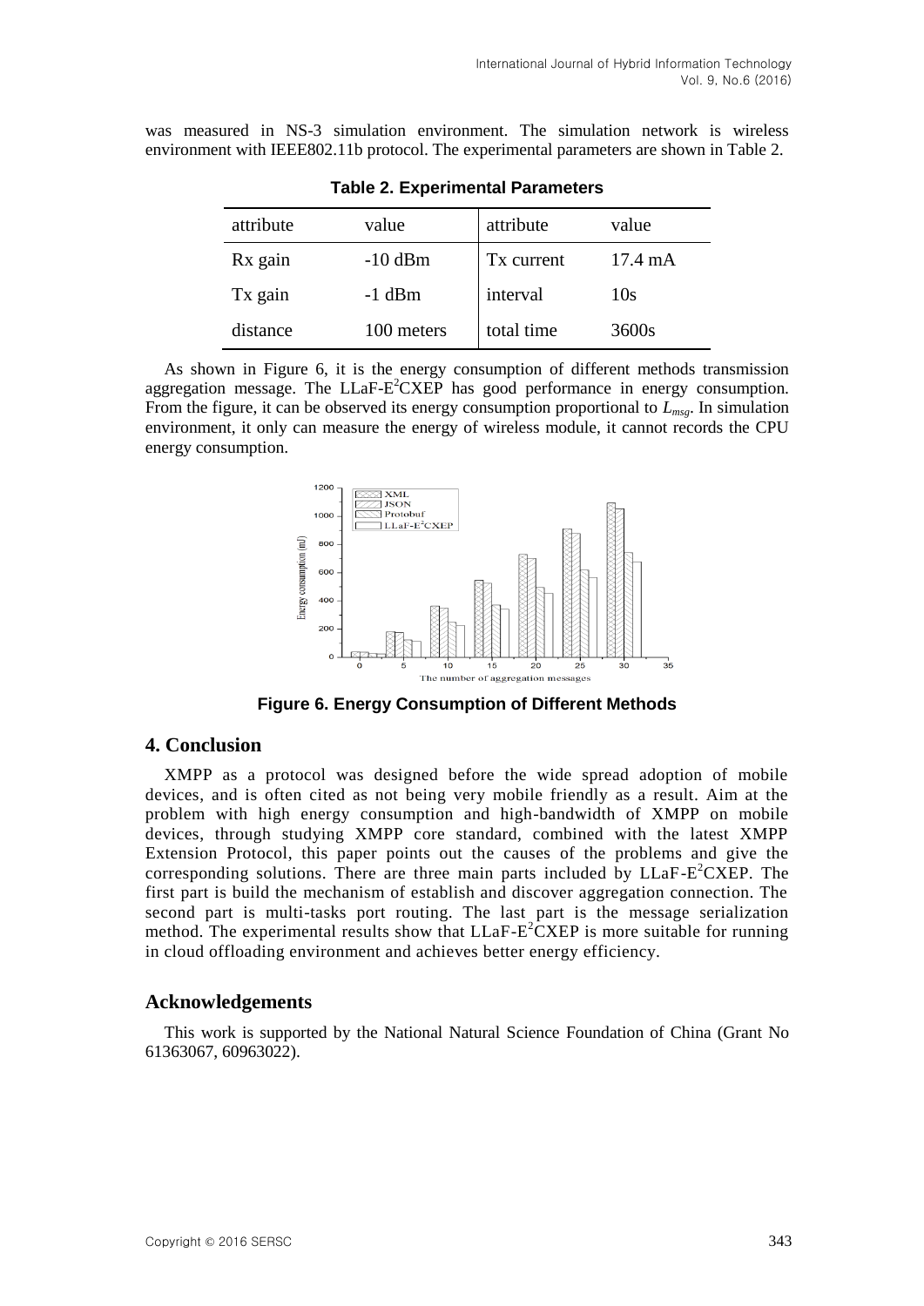was measured in NS-3 simulation environment. The simulation network is wireless environment with IEEE802.11b protocol. The experimental parameters are shown in Table 2.

**Table 2. Experimental Parameters**

| attribute | value | attribute | value |
|---|---|---|---|
| Rx gain | -10 dBm | Tx current | 17.4 mA |
| Tx gain | -1 dBm | interval | 10s |
| distance | 100 meters | total time | 3600s |

As shown in Figure 6, it is the energy consumption of different methods transmission aggregation message. The LLaF-E$^2$CXEP has good performance in energy consumption. From the figure, it can be observed its energy consumption proportional to $L_{msg}$. In simulation environment, it only can measure the energy of wireless module, it cannot records the CPU energy consumption.

**Figure 6. Energy Consumption of Different Methods**

## 4. Conclusion

XMPP as a protocol was designed before the wide spread adoption of mobile devices, and is often cited as not being very mobile friendly as a result. Aim at the problem with high energy consumption and high-bandwidth of XMPP on mobile devices, through studying XMPP core standard, combined with the latest XMPP Extension Protocol, this paper points out the causes of the problems and give the corresponding solutions. There are three main parts included by LLaF-E$^2$CXEP. The first part is build the mechanism of establish and discover aggregation connection. The second part is multi-tasks port routing. The last part is the message serialization method. The experimental results show that LLaF-E$^2$CXEP is more suitable for running in cloud offloading environment and achieves better energy efficiency.

## Acknowledgements

This work is supported by the National Natural Science Foundation of China (Grant No 61363067, 60963022).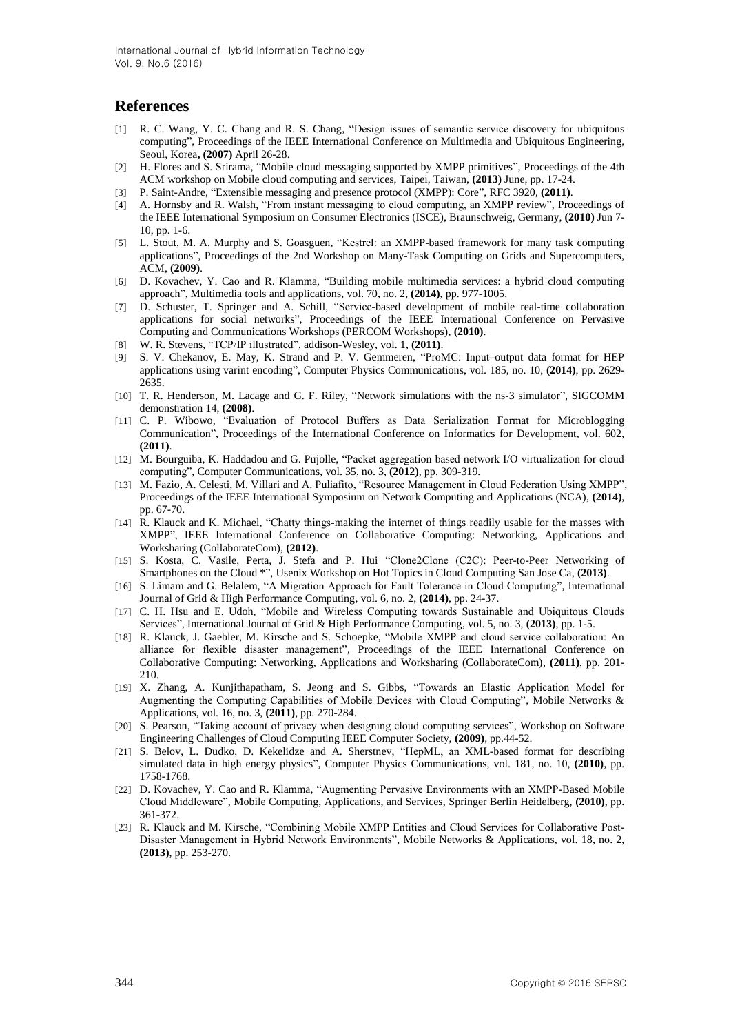## References

[1] R. C. Wang, Y. C. Chang and R. S. Chang, "Design issues of semantic service discovery for ubiquitous computing", Proceedings of the IEEE International Conference on Multimedia and Ubiquitous Engineering, Seoul, Korea, **(2007)** April 26-28.

[2] H. Flores and S. Srirama, "Mobile cloud messaging supported by XMPP primitives", Proceedings of the 4th ACM workshop on Mobile cloud computing and services, Taipei, Taiwan, **(2013)** June, pp. 17-24.

[3] P. Saint-Andre, "Extensible messaging and presence protocol (XMPP): Core", RFC 3920, **(2011)**.

[4] A. Hornsby and R. Walsh, "From instant messaging to cloud computing, an XMPP review", Proceedings of the IEEE International Symposium on Consumer Electronics (ISCE), Braunschweig, Germany, **(2010)** Jun 7-10, pp. 1-6.

[5] L. Stout, M. A. Murphy and S. Goasguen, "Kestrel: an XMPP-based framework for many task computing applications", Proceedings of the 2nd Workshop on Many-Task Computing on Grids and Supercomputers, ACM, **(2009)**.

[6] D. Kovachev, Y. Cao and R. Klamma, "Building mobile multimedia services: a hybrid cloud computing approach", Multimedia tools and applications, vol. 70, no. 2, **(2014)**, pp. 977-1005.

[7] D. Schuster, T. Springer and A. Schill, "Service-based development of mobile real-time collaboration applications for social networks", Proceedings of the IEEE International Conference on Pervasive Computing and Communications Workshops (PERCOM Workshops), **(2010)**.

[8] W. R. Stevens, "TCP/IP illustrated", addison-Wesley, vol. 1, **(2011)**.

[9] S. V. Chekanov, E. May, K. Strand and P. V. Gemmeren, "ProMC: Input–output data format for HEP applications using varint encoding", Computer Physics Communications, vol. 185, no. 10, **(2014)**, pp. 2629-2635.

[10] T. R. Henderson, M. Lacage and G. F. Riley, "Network simulations with the ns-3 simulator", SIGCOMM demonstration 14, **(2008)**.

[11] C. P. Wibowo, "Evaluation of Protocol Buffers as Data Serialization Format for Microblogging Communication", Proceedings of the International Conference on Informatics for Development, vol. 602, **(2011)**.

[12] M. Bourguiba, K. Haddadou and G. Pujolle, "Packet aggregation based network I/O virtualization for cloud computing", Computer Communications, vol. 35, no. 3, **(2012)**, pp. 309-319.

[13] M. Fazio, A. Celesti, M. Villari and A. Puliafito, "Resource Management in Cloud Federation Using XMPP", Proceedings of the IEEE International Symposium on Network Computing and Applications (NCA), **(2014)**, pp. 67-70.

[14] R. Klauck and K. Michael, "Chatty things-making the internet of things readily usable for the masses with XMPP", IEEE International Conference on Collaborative Computing: Networking, Applications and Worksharing (CollaborateCom), **(2012)**.

[15] S. Kosta, C. Vasile, Perta, J. Stefa and P. Hui "Clone2Clone (C2C): Peer-to-Peer Networking of Smartphones on the Cloud *", Usenix Workshop on Hot Topics in Cloud Computing San Jose Ca, **(2013)**.

[16] S. Limam and G. Belalem, "A Migration Approach for Fault Tolerance in Cloud Computing", International Journal of Grid & High Performance Computing, vol. 6, no. 2, **(2014)**, pp. 24-37.

[17] C. H. Hsu and E. Udoh, "Mobile and Wireless Computing towards Sustainable and Ubiquitous Clouds Services", International Journal of Grid & High Performance Computing, vol. 5, no. 3, **(2013)**, pp. 1-5.

[18] R. Klauck, J. Gaebler, M. Kirsche and S. Schoepke, "Mobile XMPP and cloud service collaboration: An alliance for flexible disaster management", Proceedings of the IEEE International Conference on Collaborative Computing: Networking, Applications and Worksharing (CollaborateCom), **(2011)**, pp. 201-210.

[19] X. Zhang, A. Kunjithapatham, S. Jeong and S. Gibbs, "Towards an Elastic Application Model for Augmenting the Computing Capabilities of Mobile Devices with Cloud Computing", Mobile Networks & Applications, vol. 16, no. 3, **(2011)**, pp. 270-284.

[20] S. Pearson, "Taking account of privacy when designing cloud computing services", Workshop on Software Engineering Challenges of Cloud Computing IEEE Computer Society, **(2009)**, pp.44-52.

[21] S. Belov, L. Dudko, D. Kekelidze and A. Sherstnev, "HepML, an XML-based format for describing simulated data in high energy physics", Computer Physics Communications, vol. 181, no. 10, **(2010)**, pp. 1758-1768.

[22] D. Kovachev, Y. Cao and R. Klamma, "Augmenting Pervasive Environments with an XMPP-Based Mobile Cloud Middleware", Mobile Computing, Applications, and Services, Springer Berlin Heidelberg, **(2010)**, pp. 361-372.

[23] R. Klauck and M. Kirsche, "Combining Mobile XMPP Entities and Cloud Services for Collaborative Post-Disaster Management in Hybrid Network Environments", Mobile Networks & Applications, vol. 18, no. 2, **(2013)**, pp. 253-270.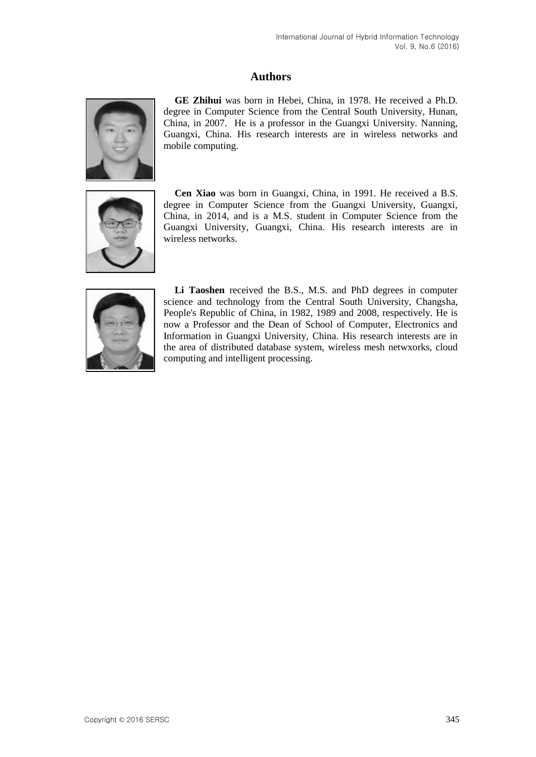# Authors

**GE Zhihui** was born in Hebei, China, in 1978. He received a Ph.D. degree in Computer Science from the Central South University, Hunan, China, in 2007. He is a professor in the Guangxi University. Nanning, Guangxi, China. His research interests are in wireless networks and mobile computing.

**Cen Xiao** was born in Guangxi, China, in 1991. He received a B.S. degree in Computer Science from the Guangxi University, Guangxi, China, in 2014, and is a M.S. student in Computer Science from the Guangxi University, Guangxi, China. His research interests are in wireless networks.

**Li Taoshen** received the B.S., M.S. and PhD degrees in computer science and technology from the Central South University, Changsha, People's Republic of China, in 1982, 1989 and 2008, respectively. He is now a Professor and the Dean of School of Computer, Electronics and Information in Guangxi University, China. His research interests are in the area of distributed database system, wireless mesh netwxorks, cloud computing and intelligent processing.